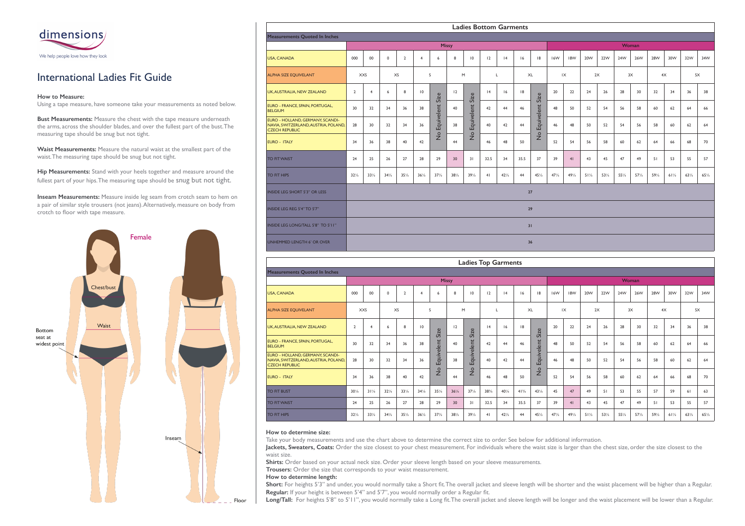dimensions

We help people love how they look

# International Ladies Fit Guide

**How to Measure:**
Using a tape measure, have someone take your measurements as noted below.

**Bust Measurements:** Measure the chest with the tape measure underneath the arms, across the shoulder blades, and over the fullest part of the bust. The measuring tape should be snug but not tight.

**Waist Measurements:** Measure the natural waist at the smallest part of the waist. The measuring tape should be snug but not tight.

**Hip Measurements:** Stand with your heels together and measure around the fullest part of your hips. The measuring tape should be snug but not tight.

**Inseam Measurements:** Measure inside leg seam from crotch seam to hem on a pair of similar style trousers (not jeans). Alternatively, measure on body from crotch to floor with tape measure.

Female

Chest/bust

Waist

Bottom seat at widest point

Inseam

Floor

## Ladies Bottom Garments

| Measurements Quoted In Inches | Missy | | | | | | | | | | | | Woman | | | | | | | | | |
|---|---|---|---|---|---|---|---|---|---|---|---|---|---|---|---|---|---|---|---|---|---|---|
| USA, CANADA | 000 | 00 | 0 | 2 | 4 | 6 | 8 | 10 | 12 | 14 | 16 | 18 | 16W | 18W | 20W | 22W | 24W | 26W | 28W | 30W | 32W | 34W |
| ALPHA SIZE EQUIVELANT | XXS | | XS | | S | | M | | L | | XL | | 1X | | 2X | | 3X | | 4X | | 5X | |
| UK, AUSTRALIA, NEW ZEALAND | 2 | 4 | 6 | 8 | 10 | No Equivelent Size | 12 | No Equivelent Size | 14 | 16 | 18 | No Equivelent Size | 20 | 22 | 24 | 26 | 28 | 30 | 32 | 34 | 36 | 38 |
| EURO - FRANCE, SPAIN, PORTUGAL, BELGIUM | 30 | 32 | 34 | 36 | 38 | No Equivelent Size | 40 | No Equivelent Size | 42 | 44 | 46 | No Equivelent Size | 48 | 50 | 52 | 54 | 56 | 58 | 60 | 62 | 64 | 66 |
| EURO - HOLLAND, GERMANY, SCANDINAVIA, SWITZERLAND, AUSTRIA, POLAND, CZECH REPUBLIC | 28 | 30 | 32 | 34 | 36 | No Equivelent Size | 38 | No Equivelent Size | 40 | 42 | 44 | No Equivelent Size | 46 | 48 | 50 | 52 | 54 | 56 | 58 | 60 | 62 | 64 |
| EURO - ITALY | 34 | 36 | 38 | 40 | 42 | No Equivelent Size | 44 | No Equivelent Size | 46 | 48 | 50 | No Equivelent Size | 52 | 54 | 56 | 58 | 60 | 62 | 64 | 66 | 68 | 70 |
| TO FIT WAIST | 24 | 25 | 26 | 27 | 28 | 29 | 30 | 31 | 32.5 | 34 | 35.5 | 37 | 39 | 41 | 43 | 45 | 47 | 49 | 51 | 53 | 55 | 57 |
| TO FIT HIPS | 32½ | 33½ | 34½ | 35½ | 36½ | 37½ | 38½ | 39½ | 41 | 42½ | 44 | 45½ | 47½ | 49½ | 51½ | 53½ | 55½ | 57½ | 59½ | 61½ | 63½ | 65½ |
| INSIDE LEG SHORT 5'3" OR LESS | 27 | | | | | | | | | | | | | | | | | | | | | |
| INSIDE LEG REG 5'4" TO 5'7" | 29 | | | | | | | | | | | | | | | | | | | | | |
| INSIDE LEG LONG/TALL 5'8" TO 5'11" | 31 | | | | | | | | | | | | | | | | | | | | | |
| UNHEMMED LENGTH 6' OR OVER | 36 | | | | | | | | | | | | | | | | | | | | | |

## Ladies Top Garments

| Measurements Quoted In Inches | Missy | | | | | | | | | | | | Woman | | | | | | | | | |
|---|---|---|---|---|---|---|---|---|---|---|---|---|---|---|---|---|---|---|---|---|---|---|
| USA, CANADA | 000 | 00 | 0 | 2 | 4 | 6 | 8 | 10 | 12 | 14 | 16 | 18 | 16W | 18W | 20W | 22W | 24W | 26W | 28W | 30W | 32W | 34W |
| ALPHA SIZE EQUIVELANT | XXS | | XS | | S | | M | | L | | XL | | 1X | | 2X | | 3X | | 4X | | 5X | |
| UK, AUSTRALIA, NEW ZEALAND | 2 | 4 | 6 | 8 | 10 | No Equivelent Size | 12 | No Equivelent Size | 14 | 16 | 18 | No Equivelent Size | 20 | 22 | 24 | 26 | 28 | 30 | 32 | 34 | 36 | 38 |
| EURO - FRANCE, SPAIN, PORTUGAL, BELGIUM | 30 | 32 | 34 | 36 | 38 | No Equivelent Size | 40 | No Equivelent Size | 42 | 44 | 46 | No Equivelent Size | 48 | 50 | 52 | 54 | 56 | 58 | 60 | 62 | 64 | 66 |
| EURO - HOLLAND, GERMANY, SCANDINAVIA, SWITZERLAND, AUSTRIA, POLAND, CZECH REPUBLIC | 28 | 30 | 32 | 34 | 36 | No Equivelent Size | 38 | No Equivelent Size | 40 | 42 | 44 | No Equivelent Size | 46 | 48 | 50 | 52 | 54 | 56 | 58 | 60 | 62 | 64 |
| EURO - ITALY | 34 | 36 | 38 | 40 | 42 | No Equivelent Size | 44 | No Equivelent Size | 46 | 48 | 50 | No Equivelent Size | 52 | 54 | 56 | 58 | 60 | 62 | 64 | 66 | 68 | 70 |
| TO FIT BUST | 30¼ | 31¼ | 32¼ | 33¼ | 34¼ | 35¼ | 36¼ | 37¼ | 38¾ | 40¼ | 41¾ | 43¼ | 45 | 47 | 49 | 51 | 53 | 55 | 57 | 59 | 61 | 63 |
| TO FIT WAIST | 24 | 25 | 26 | 27 | 28 | 29 | 30 | 31 | 32.5 | 34 | 35.5 | 37 | 39 | 41 | 43 | 45 | 47 | 49 | 51 | 53 | 55 | 57 |
| TO FIT HIPS | 32½ | 33½ | 34½ | 35½ | 36½ | 37½ | 38½ | 39½ | 41 | 42½ | 44 | 45½ | 47½ | 49½ | 51½ | 53½ | 55½ | 57½ | 59½ | 61½ | 63½ | 65½ |

**How to determine size:**
Take your body measurements and use the chart above to determine the correct size to order. See below for additional information.
**Jackets, Sweaters, Coats:** Order the size closest to your chest measurement. For individuals where the waist size is larger than the chest size, order the size closest to the waist size.
**Shirts:** Order based on your actual neck size. Order your sleeve length based on your sleeve measurements.
**Trousers:** Order the size that corresponds to your waist measurement.

**How to determine length:**
**Short:** For heights 5'3" and under, you would normally take a Short fit. The overall jacket and sleeve length will be shorter and the waist placement will be higher than a Regular.
**Regular:** If your height is between 5'4" and 5'7", you would normally order a Regular fit.
**Long/Tall:** For heights 5'8" to 5'11", you would normally take a Long fit. The overall jacket and sleeve length will be longer and the waist placement will be lower than a Regular.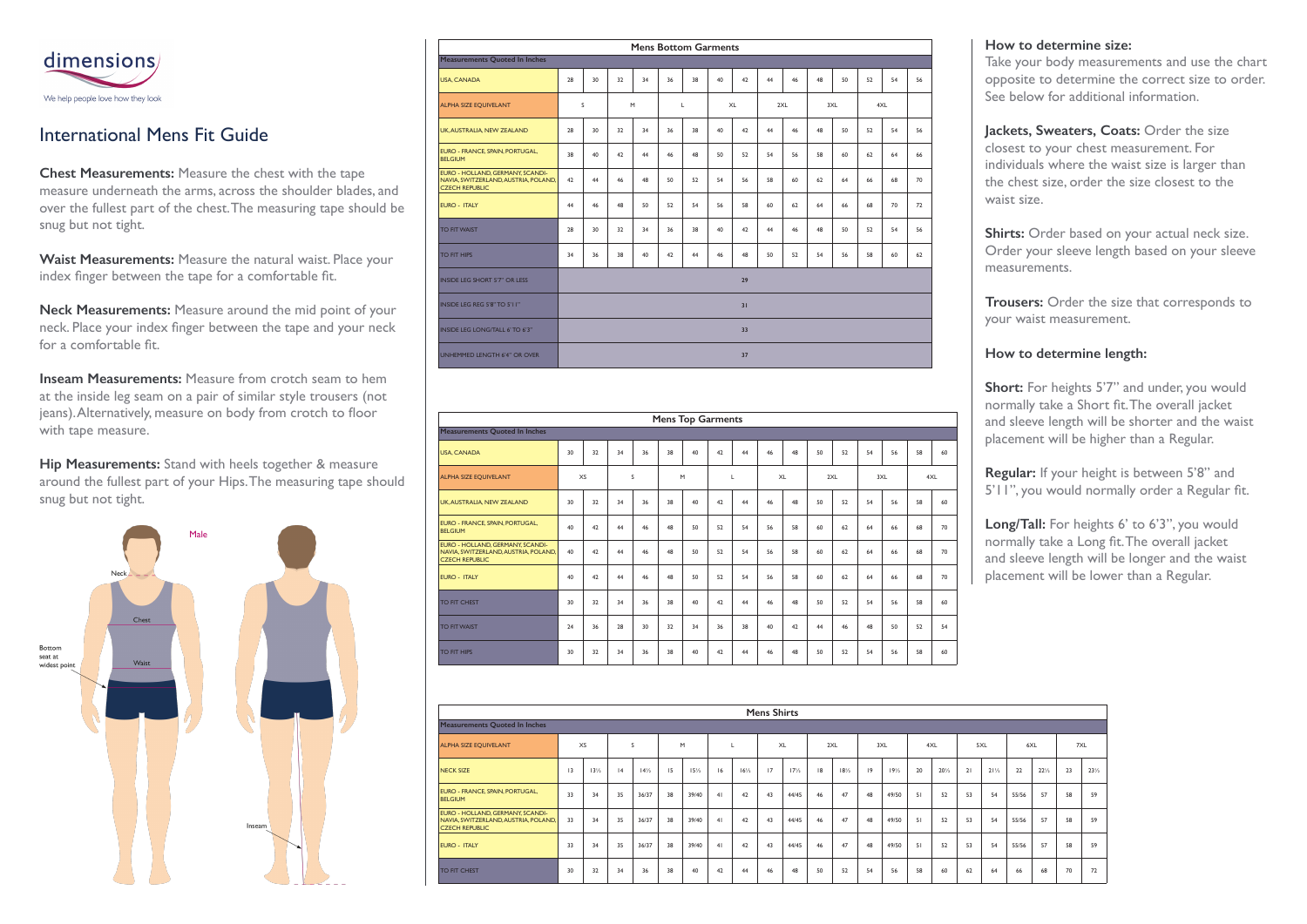dimensions

We help people love how they look

# International Mens Fit Guide

**Chest Measurements:** Measure the chest with the tape measure underneath the arms, across the shoulder blades, and over the fullest part of the chest. The measuring tape should be snug but not tight.

**Waist Measurements:** Measure the natural waist. Place your index finger between the tape for a comfortable fit.

**Neck Measurements:** Measure around the mid point of your neck. Place your index finger between the tape and your neck for a comfortable fit.

**Inseam Measurements:** Measure from crotch seam to hem at the inside leg seam on a pair of similar style trousers (not jeans). Alternatively, measure on body from crotch to floor with tape measure.

**Hip Measurements:** Stand with heels together & measure around the fullest part of your Hips. The measuring tape should be snug but not tight.

Male

Neck

Chest

Waist

Bottom seat at widest point

Inseam

## Mens Bottom Garments

| Measurements Quoted In Inches | | | | | | | | | | | | | | | |
|---|---|---|---|---|---|---|---|---|---|---|---|---|---|---|---|
| USA, CANADA | 28 | 30 | 32 | 34 | 36 | 38 | 40 | 42 | 44 | 46 | 48 | 50 | 52 | 54 | 56 |
| ALPHA SIZE EQUIVELANT | S | | M | | L | | XL | | 2XL | | 3XL | | 4XL | | |
| UK, AUSTRALIA, NEW ZEALAND | 28 | 30 | 32 | 34 | 36 | 38 | 40 | 42 | 44 | 46 | 48 | 50 | 52 | 54 | 56 |
| EURO - FRANCE, SPAIN, PORTUGAL, BELGIUM | 38 | 40 | 42 | 44 | 46 | 48 | 50 | 52 | 54 | 56 | 58 | 60 | 62 | 64 | 66 |
| EURO - HOLLAND, GERMANY, SCANDINAVIA, SWITZERLAND, AUSTRIA, POLAND, CZECH REPUBLIC | 42 | 44 | 46 | 48 | 50 | 52 | 54 | 56 | 58 | 60 | 62 | 64 | 66 | 68 | 70 |
| EURO - ITALY | 44 | 46 | 48 | 50 | 52 | 54 | 56 | 58 | 60 | 62 | 64 | 66 | 68 | 70 | 72 |
| TO FIT WAIST | 28 | 30 | 32 | 34 | 36 | 38 | 40 | 42 | 44 | 46 | 48 | 50 | 52 | 54 | 56 |
| TO FIT HIPS | 34 | 36 | 38 | 40 | 42 | 44 | 46 | 48 | 50 | 52 | 54 | 56 | 58 | 60 | 62 |
| INSIDE LEG SHORT 5'7" OR LESS | 29 | | | | | | | | | | | | | | |
| INSIDE LEG REG 5'8" TO 5'11" | 31 | | | | | | | | | | | | | | |
| INSIDE LEG LONG/TALL 6' TO 6'3" | 33 | | | | | | | | | | | | | | |
| UNHEMMED LENGTH 6'4" OR OVER | 37 | | | | | | | | | | | | | | |

## Mens Top Garments

| Measurements Quoted In Inches | | | | | | | | | | | | | | | | |
|---|---|---|---|---|---|---|---|---|---|---|---|---|---|---|---|---|
| USA, CANADA | 30 | 32 | 34 | 36 | 38 | 40 | 42 | 44 | 46 | 48 | 50 | 52 | 54 | 56 | 58 | 60 |
| ALPHA SIZE EQUIVELANT | XS | | S | | M | | L | | XL | | 2XL | | 3XL | | 4XL | |
| UK, AUSTRALIA, NEW ZEALAND | 30 | 32 | 34 | 36 | 38 | 40 | 42 | 44 | 46 | 48 | 50 | 52 | 54 | 56 | 58 | 60 |
| EURO - FRANCE, SPAIN, PORTUGAL, BELGIUM | 40 | 42 | 44 | 46 | 48 | 50 | 52 | 54 | 56 | 58 | 60 | 62 | 64 | 66 | 68 | 70 |
| EURO - HOLLAND, GERMANY, SCANDINAVIA, SWITZERLAND, AUSTRIA, POLAND, CZECH REPUBLIC | 40 | 42 | 44 | 46 | 48 | 50 | 52 | 54 | 56 | 58 | 60 | 62 | 64 | 66 | 68 | 70 |
| EURO - ITALY | 40 | 42 | 44 | 46 | 48 | 50 | 52 | 54 | 56 | 58 | 60 | 62 | 64 | 66 | 68 | 70 |
| TO FIT CHEST | 30 | 32 | 34 | 36 | 38 | 40 | 42 | 44 | 46 | 48 | 50 | 52 | 54 | 56 | 58 | 60 |
| TO FIT WAIST | 24 | 36 | 28 | 30 | 32 | 34 | 36 | 38 | 40 | 42 | 44 | 46 | 48 | 50 | 52 | 54 |
| TO FIT HIPS | 30 | 32 | 34 | 36 | 38 | 40 | 42 | 44 | 46 | 48 | 50 | 52 | 54 | 56 | 58 | 60 |

## Mens Shirts

| Measurements Quoted In Inches | | | | | | | | | | | | | | | | | | | | | | |
|---|---|---|---|---|---|---|---|---|---|---|---|---|---|---|---|---|---|---|---|---|---|---|
| ALPHA SIZE EQUIVELANT | XS | | S | | M | | L | | XL | | 2XL | | 3XL | | 4XL | | 5XL | | 6XL | | 7XL | |
| NECK SIZE | 13 | 13½ | 14 | 14½ | 15 | 15½ | 16 | 16½ | 17 | 17½ | 18 | 18½ | 19 | 19½ | 20 | 20½ | 21 | 21½ | 22 | 22½ | 23 | 23½ |
| EURO - FRANCE, SPAIN, PORTUGAL, BELGIUM | 33 | 34 | 35 | 36/37 | 38 | 39/40 | 41 | 42 | 43 | 44/45 | 46 | 47 | 48 | 49/50 | 51 | 52 | 53 | 54 | 55/56 | 57 | 58 | 59 |
| EURO - HOLLAND, GERMANY, SCANDINAVIA, SWITZERLAND, AUSTRIA, POLAND, CZECH REPUBLIC | 33 | 34 | 35 | 36/37 | 38 | 39/40 | 41 | 42 | 43 | 44/45 | 46 | 47 | 48 | 49/50 | 51 | 52 | 53 | 54 | 55/56 | 57 | 58 | 59 |
| EURO - ITALY | 33 | 34 | 35 | 36/37 | 38 | 39/40 | 41 | 42 | 43 | 44/45 | 46 | 47 | 48 | 49/50 | 51 | 52 | 53 | 54 | 55/56 | 57 | 58 | 59 |
| TO FIT CHEST | 30 | 32 | 34 | 36 | 38 | 40 | 42 | 44 | 46 | 48 | 50 | 52 | 54 | 56 | 58 | 60 | 62 | 64 | 66 | 68 | 70 | 72 |

### How to determine size:

Take your body measurements and use the chart opposite to determine the correct size to order. See below for additional information.

**Jackets, Sweaters, Coats:** Order the size closest to your chest measurement. For individuals where the waist size is larger than the chest size, order the size closest to the waist size.

**Shirts:** Order based on your actual neck size. Order your sleeve length based on your sleeve measurements.

**Trousers:** Order the size that corresponds to your waist measurement.

### How to determine length:

**Short:** For heights 5'7" and under, you would normally take a Short fit. The overall jacket and sleeve length will be shorter and the waist placement will be higher than a Regular.

**Regular:** If your height is between 5'8" and 5'11", you would normally order a Regular fit.

**Long/Tall:** For heights 6' to 6'3", you would normally take a Long fit. The overall jacket and sleeve length will be longer and the waist placement will be lower than a Regular.